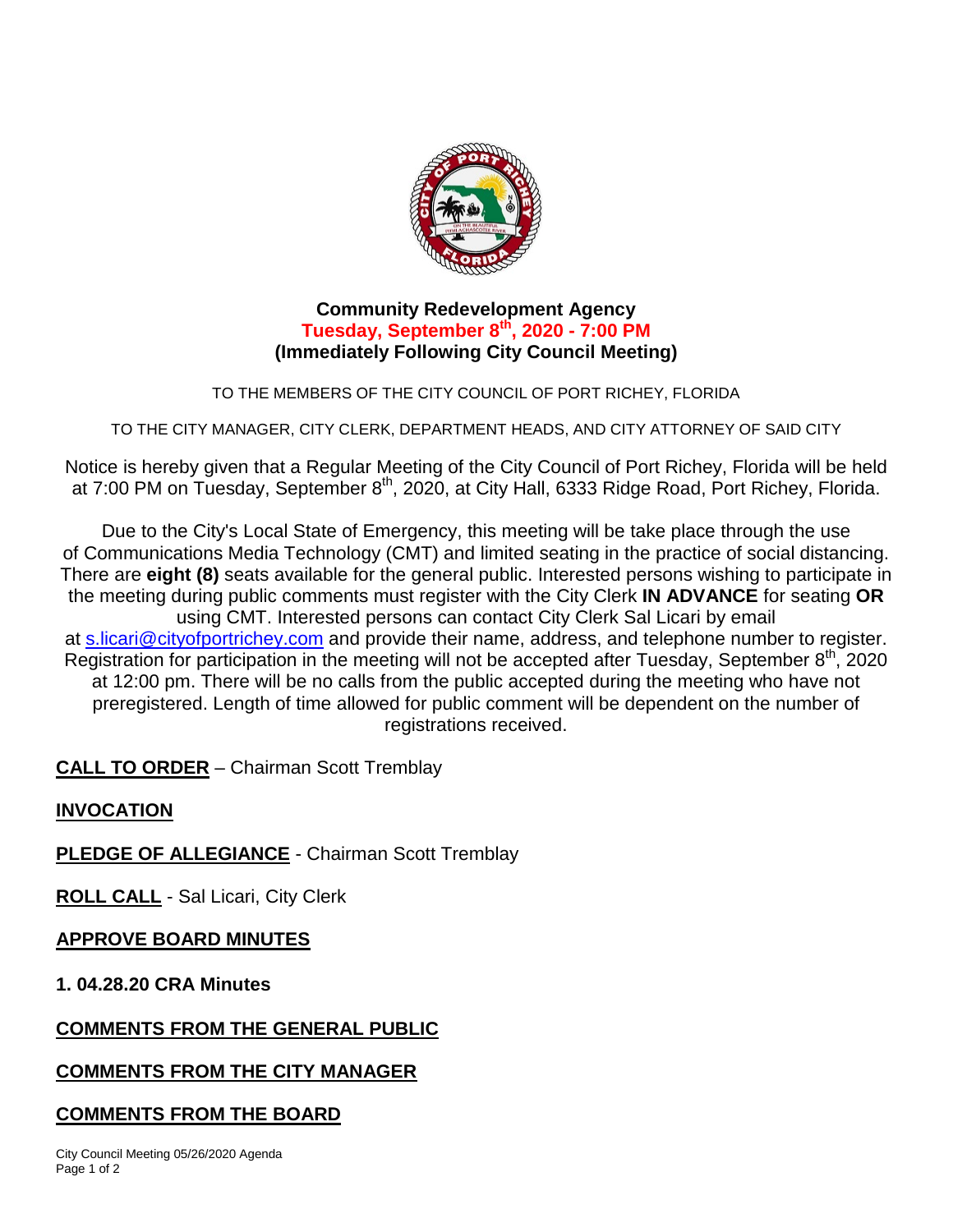**Community Redevelopment Agency**
**Tuesday, September 8th, 2020 - 7:00 PM**
**(Immediately Following City Council Meeting)**

TO THE MEMBERS OF THE CITY COUNCIL OF PORT RICHEY, FLORIDA

TO THE CITY MANAGER, CITY CLERK, DEPARTMENT HEADS, AND CITY ATTORNEY OF SAID CITY

Notice is hereby given that a Regular Meeting of the City Council of Port Richey, Florida will be held at 7:00 PM on Tuesday, September 8th, 2020, at City Hall, 6333 Ridge Road, Port Richey, Florida.

Due to the City's Local State of Emergency, this meeting will be take place through the use of Communications Media Technology (CMT) and limited seating in the practice of social distancing. There are **eight (8)** seats available for the general public. Interested persons wishing to participate in the meeting during public comments must register with the City Clerk **IN ADVANCE** for seating **OR** using CMT. Interested persons can contact City Clerk Sal Licari by email at s.licari@cityofportrichey.com and provide their name, address, and telephone number to register. Registration for participation in the meeting will not be accepted after Tuesday, September 8th, 2020 at 12:00 pm. There will be no calls from the public accepted during the meeting who have not preregistered. Length of time allowed for public comment will be dependent on the number of registrations received.

**CALL TO ORDER** – Chairman Scott Tremblay

**INVOCATION**

**PLEDGE OF ALLEGIANCE** - Chairman Scott Tremblay

**ROLL CALL** - Sal Licari, City Clerk

**APPROVE BOARD MINUTES**

**1. 04.28.20 CRA Minutes**

**COMMENTS FROM THE GENERAL PUBLIC**

**COMMENTS FROM THE CITY MANAGER**

**COMMENTS FROM THE BOARD**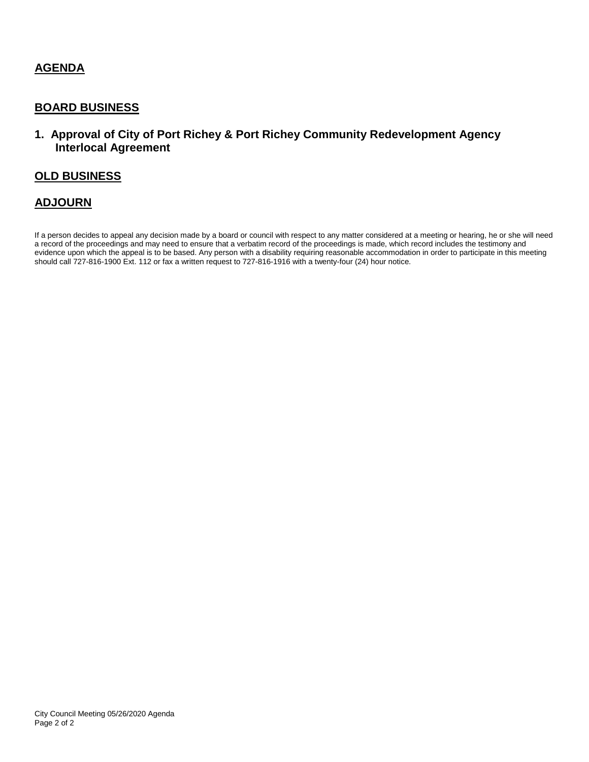## AGENDA

## BOARD BUSINESS

### 1. Approval of City of Port Richey & Port Richey Community Redevelopment Agency Interlocal Agreement

## OLD BUSINESS

## ADJOURN

If a person decides to appeal any decision made by a board or council with respect to any matter considered at a meeting or hearing, he or she will need a record of the proceedings and may need to ensure that a verbatim record of the proceedings is made, which record includes the testimony and evidence upon which the appeal is to be based. Any person with a disability requiring reasonable accommodation in order to participate in this meeting should call 727-816-1900 Ext. 112 or fax a written request to 727-816-1916 with a twenty-four (24) hour notice.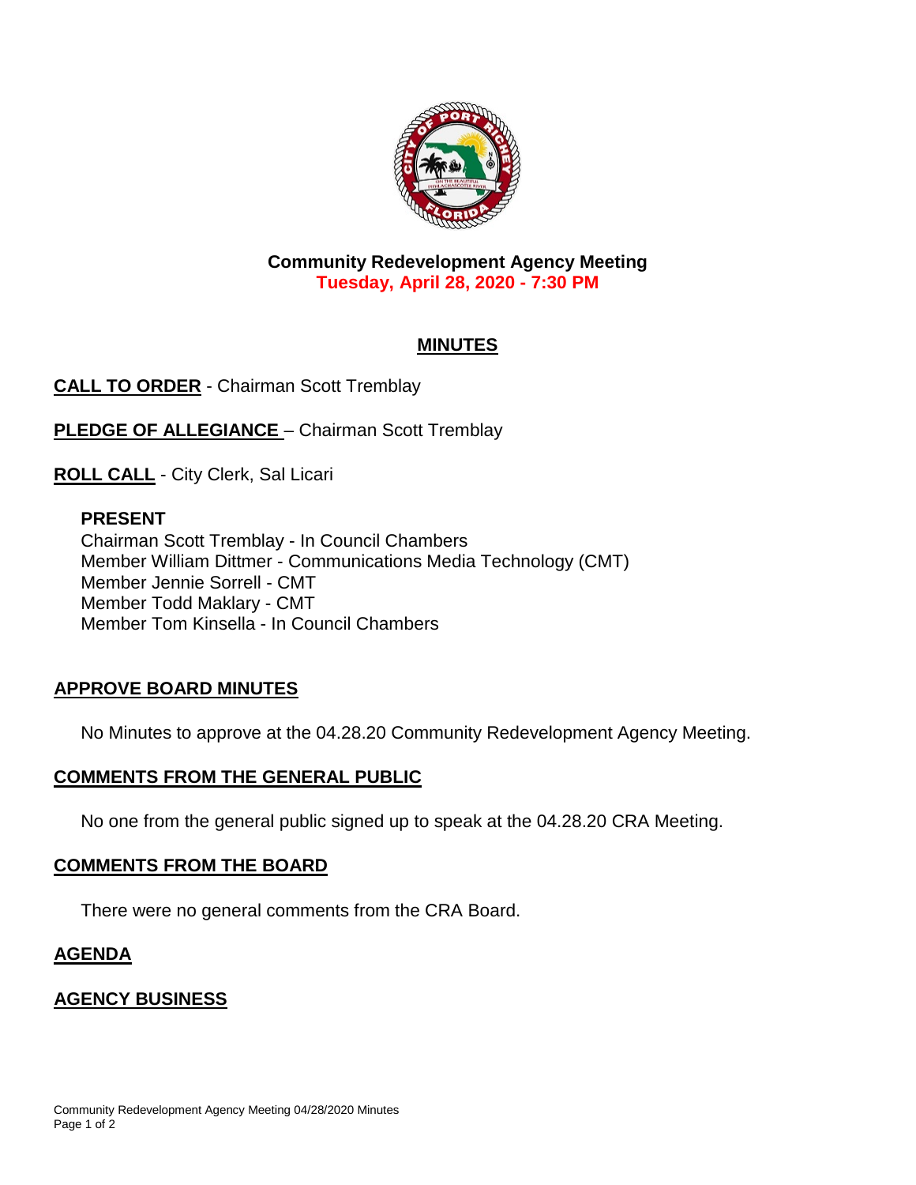**Community Redevelopment Agency Meeting**
**Tuesday, April 28, 2020 - 7:30 PM**

## MINUTES

**CALL TO ORDER** - Chairman Scott Tremblay

**PLEDGE OF ALLEGIANCE** – Chairman Scott Tremblay

**ROLL CALL** - City Clerk, Sal Licari

**PRESENT**
Chairman Scott Tremblay - In Council Chambers
Member William Dittmer - Communications Media Technology (CMT)
Member Jennie Sorrell - CMT
Member Todd Maklary - CMT
Member Tom Kinsella - In Council Chambers

**APPROVE BOARD MINUTES**

No Minutes to approve at the 04.28.20 Community Redevelopment Agency Meeting.

**COMMENTS FROM THE GENERAL PUBLIC**

No one from the general public signed up to speak at the 04.28.20 CRA Meeting.

**COMMENTS FROM THE BOARD**

There were no general comments from the CRA Board.

**AGENDA**

**AGENCY BUSINESS**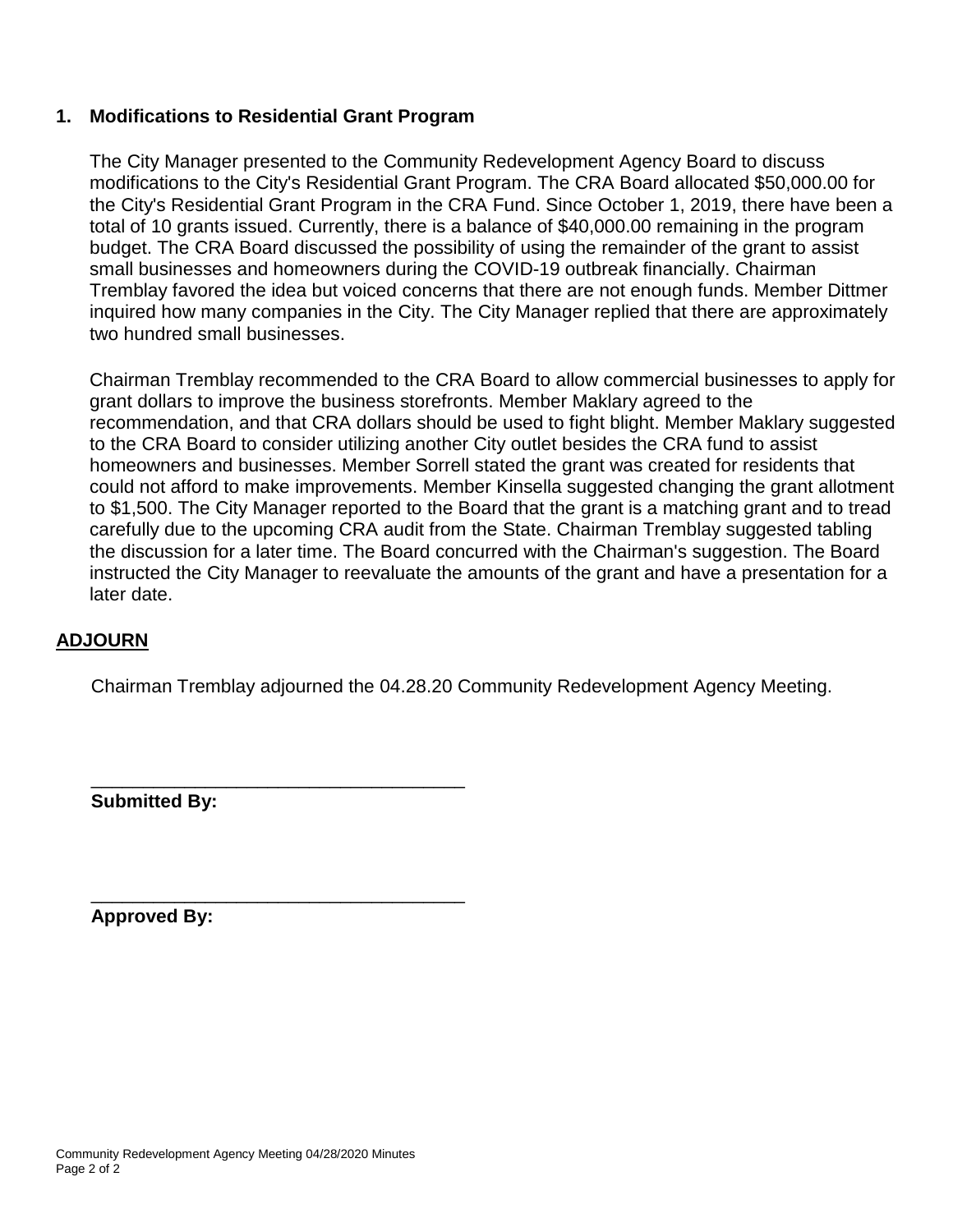## 1. Modifications to Residential Grant Program

The City Manager presented to the Community Redevelopment Agency Board to discuss modifications to the City's Residential Grant Program. The CRA Board allocated $50,000.00 for the City's Residential Grant Program in the CRA Fund. Since October 1, 2019, there have been a total of 10 grants issued. Currently, there is a balance of $40,000.00 remaining in the program budget. The CRA Board discussed the possibility of using the remainder of the grant to assist small businesses and homeowners during the COVID-19 outbreak financially. Chairman Tremblay favored the idea but voiced concerns that there are not enough funds. Member Dittmer inquired how many companies in the City. The City Manager replied that there are approximately two hundred small businesses.

Chairman Tremblay recommended to the CRA Board to allow commercial businesses to apply for grant dollars to improve the business storefronts. Member Maklary agreed to the recommendation, and that CRA dollars should be used to fight blight. Member Maklary suggested to the CRA Board to consider utilizing another City outlet besides the CRA fund to assist homeowners and businesses. Member Sorrell stated the grant was created for residents that could not afford to make improvements. Member Kinsella suggested changing the grant allotment to $1,500. The City Manager reported to the Board that the grant is a matching grant and to tread carefully due to the upcoming CRA audit from the State. Chairman Tremblay suggested tabling the discussion for a later time. The Board concurred with the Chairman's suggestion. The Board instructed the City Manager to reevaluate the amounts of the grant and have a presentation for a later date.

## ADJOURN

Chairman Tremblay adjourned the 04.28.20 Community Redevelopment Agency Meeting.

_____________________________________

**Submitted By:**

_____________________________________

**Approved By:**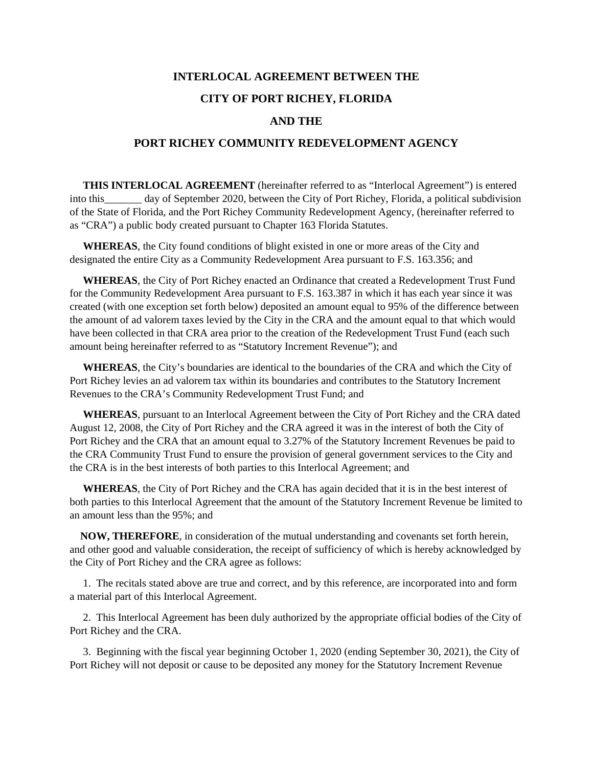# INTERLOCAL AGREEMENT BETWEEN THE

# CITY OF PORT RICHEY, FLORIDA

# AND THE

# PORT RICHEY COMMUNITY REDEVELOPMENT AGENCY

**THIS INTERLOCAL AGREEMENT** (hereinafter referred to as "Interlocal Agreement") is entered into this_______ day of September 2020, between the City of Port Richey, Florida, a political subdivision of the State of Florida, and the Port Richey Community Redevelopment Agency, (hereinafter referred to as "CRA") a public body created pursuant to Chapter 163 Florida Statutes.

**WHEREAS**, the City found conditions of blight existed in one or more areas of the City and designated the entire City as a Community Redevelopment Area pursuant to F.S. 163.356; and

**WHEREAS**, the City of Port Richey enacted an Ordinance that created a Redevelopment Trust Fund for the Community Redevelopment Area pursuant to F.S. 163.387 in which it has each year since it was created (with one exception set forth below) deposited an amount equal to 95% of the difference between the amount of ad valorem taxes levied by the City in the CRA and the amount equal to that which would have been collected in that CRA area prior to the creation of the Redevelopment Trust Fund (each such amount being hereinafter referred to as "Statutory Increment Revenue"); and

**WHEREAS**, the City's boundaries are identical to the boundaries of the CRA and which the City of Port Richey levies an ad valorem tax within its boundaries and contributes to the Statutory Increment Revenues to the CRA's Community Redevelopment Trust Fund; and

**WHEREAS**, pursuant to an Interlocal Agreement between the City of Port Richey and the CRA dated August 12, 2008, the City of Port Richey and the CRA agreed it was in the interest of both the City of Port Richey and the CRA that an amount equal to 3.27% of the Statutory Increment Revenues be paid to the CRA Community Trust Fund to ensure the provision of general government services to the City and the CRA is in the best interests of both parties to this Interlocal Agreement; and

**WHEREAS**, the City of Port Richey and the CRA has again decided that it is in the best interest of both parties to this Interlocal Agreement that the amount of the Statutory Increment Revenue be limited to an amount less than the 95%; and

**NOW, THEREFORE**, in consideration of the mutual understanding and covenants set forth herein, and other good and valuable consideration, the receipt of sufficiency of which is hereby acknowledged by the City of Port Richey and the CRA agree as follows:

1. The recitals stated above are true and correct, and by this reference, are incorporated into and form a material part of this Interlocal Agreement.

2. This Interlocal Agreement has been duly authorized by the appropriate official bodies of the City of Port Richey and the CRA.

3. Beginning with the fiscal year beginning October 1, 2020 (ending September 30, 2021), the City of Port Richey will not deposit or cause to be deposited any money for the Statutory Increment Revenue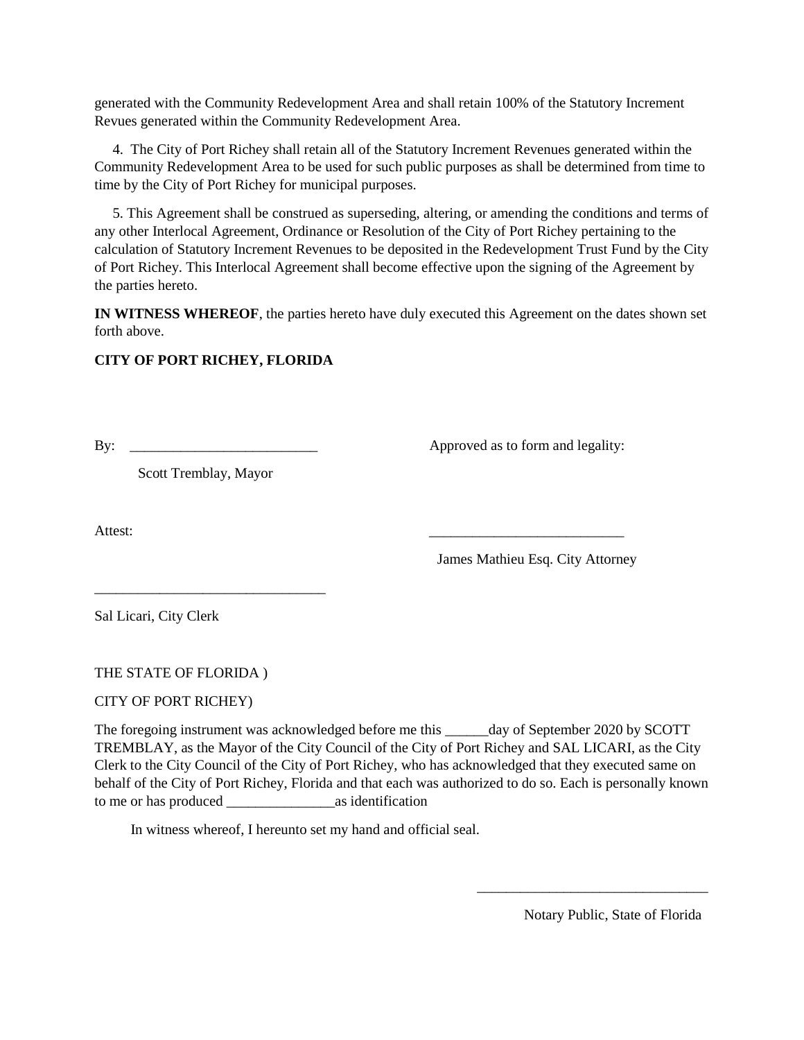generated with the Community Redevelopment Area and shall retain 100% of the Statutory Increment Revues generated within the Community Redevelopment Area.

4. The City of Port Richey shall retain all of the Statutory Increment Revenues generated within the Community Redevelopment Area to be used for such public purposes as shall be determined from time to time by the City of Port Richey for municipal purposes.

5. This Agreement shall be construed as superseding, altering, or amending the conditions and terms of any other Interlocal Agreement, Ordinance or Resolution of the City of Port Richey pertaining to the calculation of Statutory Increment Revenues to be deposited in the Redevelopment Trust Fund by the City of Port Richey. This Interlocal Agreement shall become effective upon the signing of the Agreement by the parties hereto.

**IN WITNESS WHEREOF**, the parties hereto have duly executed this Agreement on the dates shown set forth above.

**CITY OF PORT RICHEY, FLORIDA**

By: ___________________________

Scott Tremblay, Mayor

Approved as to form and legality:

Attest:

___________________________

James Mathieu Esq. City Attorney

________________________________

Sal Licari, City Clerk

THE STATE OF FLORIDA )

CITY OF PORT RICHEY)

The foregoing instrument was acknowledged before me this ______day of September 2020 by SCOTT TREMBLAY, as the Mayor of the City Council of the City of Port Richey and SAL LICARI, as the City Clerk to the City Council of the City of Port Richey, who has acknowledged that they executed same on behalf of the City of Port Richey, Florida and that each was authorized to do so. Each is personally known to me or has produced _______________as identification

In witness whereof, I hereunto set my hand and official seal.

________________________________

Notary Public, State of Florida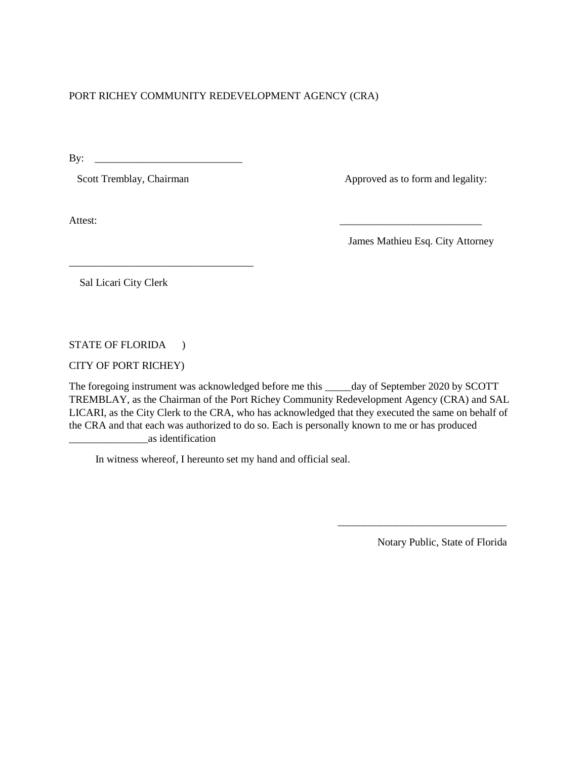PORT RICHEY COMMUNITY REDEVELOPMENT AGENCY (CRA)

By: ____________________________

Scott Tremblay, Chairman

Attest:

____________________________________

Sal Licari City Clerk

Approved as to form and legality:

___________________________

James Mathieu Esq. City Attorney

STATE OF FLORIDA )

CITY OF PORT RICHEY)

The foregoing instrument was acknowledged before me this _____day of September 2020 by SCOTT TREMBLAY, as the Chairman of the Port Richey Community Redevelopment Agency (CRA) and SAL LICARI, as the City Clerk to the CRA, who has acknowledged that they executed the same on behalf of the CRA and that each was authorized to do so. Each is personally known to me or has produced _______________as identification

In witness whereof, I hereunto set my hand and official seal.

________________________________

Notary Public, State of Florida